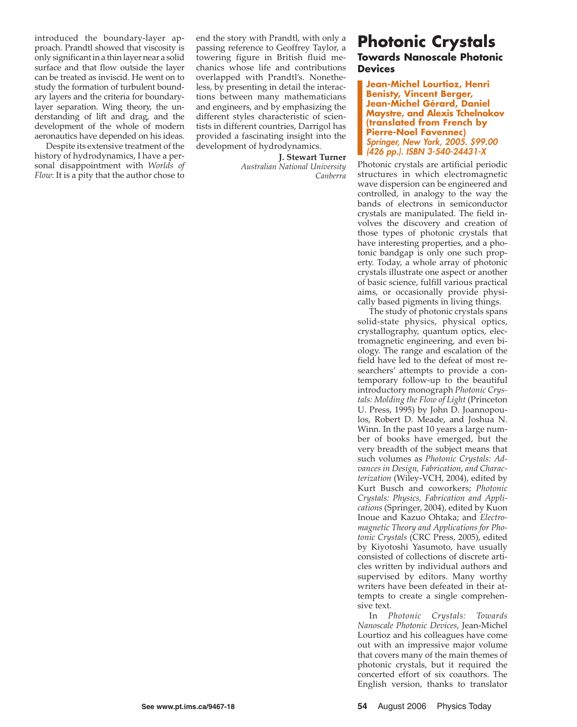introduced the boundary-layer approach. Prandtl showed that viscosity is only significant in a thin layer near a solid surface and that flow outside the layer can be treated as inviscid. He went on to study the formation of turbulent boundary layers and the criteria for boundary-layer separation. Wing theory, the understanding of lift and drag, and the development of the whole of modern aeronautics have depended on his ideas.

Despite its extensive treatment of the history of hydrodynamics, I have a personal disappointment with *Worlds of Flow*: It is a pity that the author chose to end the story with Prandtl, with only a passing reference to Geoffrey Taylor, a towering figure in British fluid mechanics whose life and contributions overlapped with Prandtl's. Nonetheless, by presenting in detail the interactions between many mathematicians and engineers, and by emphasizing the different styles characteristic of scientists in different countries, Darrigol has provided a fascinating insight into the development of hydrodynamics.

**J. Stewart Turner**
*Australian National University*
*Canberra*

# Photonic Crystals

## Towards Nanoscale Photonic Devices

**Jean-Michel Lourtioz, Henri Benisty, Vincent Berger, Jean-Michel Gérard, Daniel Maystre, and Alexis Tchelnokov (translated from French by Pierre-Noel Favennec)**
***Springer, New York, 2005. $99.00 (426 pp.). ISBN 3-540-24431-X***

Photonic crystals are artificial periodic structures in which electromagnetic wave dispersion can be engineered and controlled, in analogy to the way the bands of electrons in semiconductor crystals are manipulated. The field involves the discovery and creation of those types of photonic crystals that have interesting properties, and a photonic bandgap is only one such property. Today, a whole array of photonic crystals illustrate one aspect or another of basic science, fulfill various practical aims, or occasionally provide physically based pigments in living things.

The study of photonic crystals spans solid-state physics, physical optics, crystallography, quantum optics, electromagnetic engineering, and even biology. The range and escalation of the field have led to the defeat of most researchers' attempts to provide a contemporary follow-up to the beautiful introductory monograph *Photonic Crystals: Molding the Flow of Light* (Princeton U. Press, 1995) by John D. Joannopoulos, Robert D. Meade, and Joshua N. Winn. In the past 10 years a large number of books have emerged, but the very breadth of the subject means that such volumes as *Photonic Crystals: Advances in Design, Fabrication, and Characterization* (Wiley-VCH, 2004), edited by Kurt Busch and coworkers; *Photonic Crystals: Physics, Fabrication and Applications* (Springer, 2004), edited by Kuon Inoue and Kazuo Ohtaka; and *Electromagnetic Theory and Applications for Photonic Crystals* (CRC Press, 2005), edited by Kiyotoshi Yasumoto, have usually consisted of collections of discrete articles written by individual authors and supervised by editors. Many worthy writers have been defeated in their attempts to create a single comprehensive text.

In *Photonic Crystals: Towards Nanoscale Photonic Devices*, Jean-Michel Lourtioz and his colleagues have come out with an impressive major volume that covers many of the main themes of photonic crystals, but it required the concerted effort of six coauthors. The English version, thanks to translator

See www.pt.ims.ca/9467-18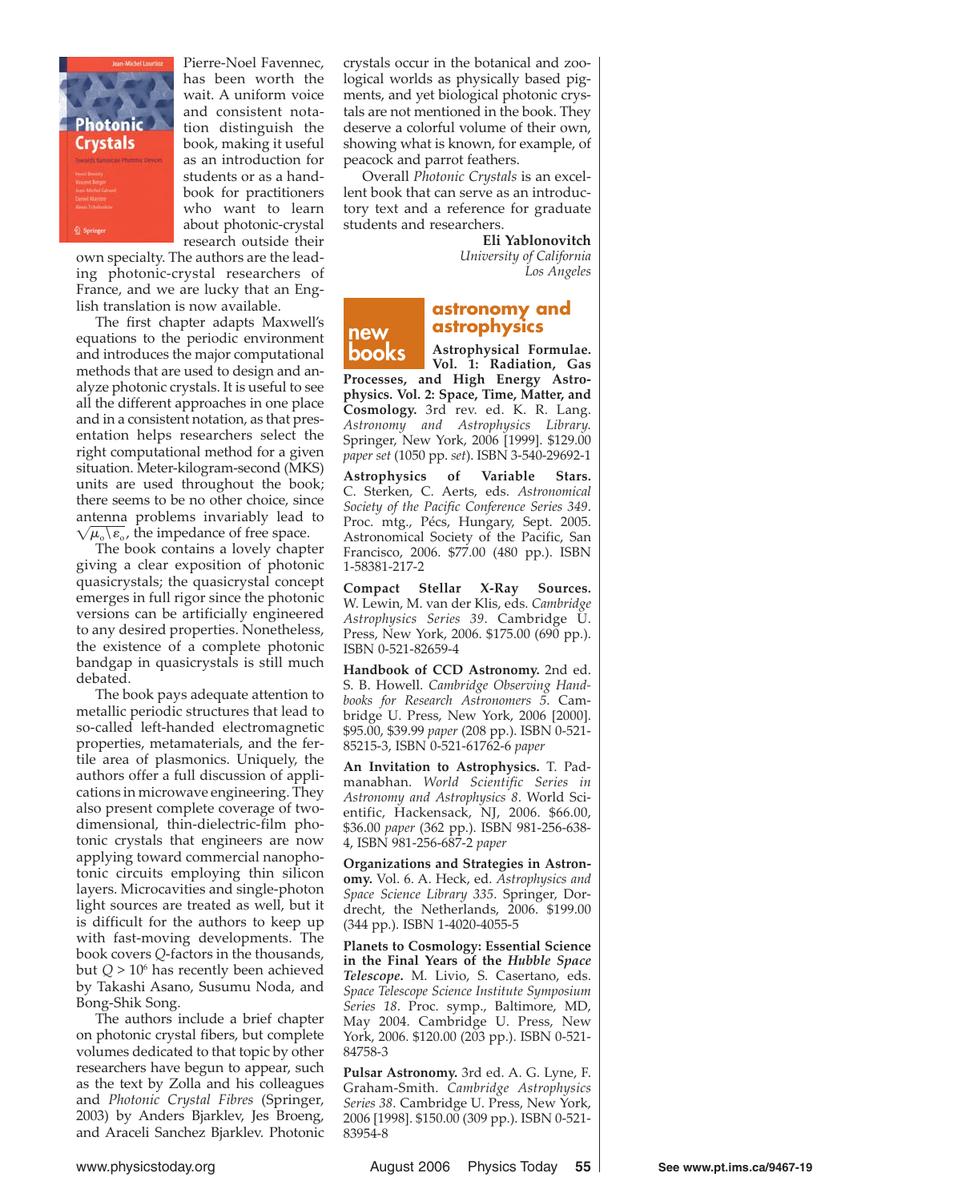Pierre-Noel Favennec, has been worth the wait. A uniform voice and consistent notation distinguish the book, making it useful as an introduction for students or as a handbook for practitioners who want to learn about photonic-crystal research outside their own specialty. The authors are the leading photonic-crystal researchers of France, and we are lucky that an English translation is now available.

The first chapter adapts Maxwell's equations to the periodic environment and introduces the major computational methods that are used to design and analyze photonic crystals. It is useful to see all the different approaches in one place and in a consistent notation, as that presentation helps researchers select the right computational method for a given situation. Meter-kilogram-second (MKS) units are used throughout the book; there seems to be no other choice, since antenna problems invariably lead to $\sqrt{\mu_o \backslash \varepsilon_o}$, the impedance of free space.

The book contains a lovely chapter giving a clear exposition of photonic quasicrystals; the quasicrystal concept emerges in full rigor since the photonic versions can be artificially engineered to any desired properties. Nonetheless, the existence of a complete photonic bandgap in quasicrystals is still much debated.

The book pays adequate attention to metallic periodic structures that lead to so-called left-handed electromagnetic properties, metamaterials, and the fertile area of plasmonics. Uniquely, the authors offer a full discussion of applications in microwave engineering. They also present complete coverage of two-dimensional, thin-dielectric-film photonic crystals that engineers are now applying toward commercial nanophotonic circuits employing thin silicon layers. Microcavities and single-photon light sources are treated as well, but it is difficult for the authors to keep up with fast-moving developments. The book covers $Q$-factors in the thousands, but $Q > 10^6$ has recently been achieved by Takashi Asano, Susumu Noda, and Bong-Shik Song.

The authors include a brief chapter on photonic crystal fibers, but complete volumes dedicated to that topic by other researchers have begun to appear, such as the text by Zolla and his colleagues and *Photonic Crystal Fibres* (Springer, 2003) by Anders Bjarklev, Jes Broeng, and Araceli Sanchez Bjarklev. Photonic crystals occur in the botanical and zoological worlds as physically based pigments, and yet biological photonic crystals are not mentioned in the book. They deserve a colorful volume of their own, showing what is known, for example, of peacock and parrot feathers.

Overall *Photonic Crystals* is an excellent book that can serve as an introductory text and a reference for graduate students and researchers.

**Eli Yablonovitch**
*University of California*
*Los Angeles*

## new books

### astronomy and astrophysics

**Astrophysical Formulae. Vol. 1: Radiation, Gas Processes, and High Energy Astrophysics. Vol. 2: Space, Time, Matter, and Cosmology.** 3rd rev. ed. K. R. Lang. *Astronomy and Astrophysics Library.* Springer, New York, 2006 [1999]. $129.00 *paper set* (1050 pp. *set*). ISBN 3-540-29692-1

**Astrophysics of Variable Stars.** C. Sterken, C. Aerts, eds. *Astronomical Society of the Pacific Conference Series 349*. Proc. mtg., Pécs, Hungary, Sept. 2005. Astronomical Society of the Pacific, San Francisco, 2006. $77.00 (480 pp.). ISBN 1-58381-217-2

**Compact Stellar X-Ray Sources.** W. Lewin, M. van der Klis, eds. *Cambridge Astrophysics Series 39*. Cambridge U. Press, New York, 2006. $175.00 (690 pp.). ISBN 0-521-82659-4

**Handbook of CCD Astronomy.** 2nd ed. S. B. Howell. *Cambridge Observing Handbooks for Research Astronomers 5*. Cambridge U. Press, New York, 2006 [2000]. $95.00, $39.99 *paper* (208 pp.). ISBN 0-521-85215-3, ISBN 0-521-61762-6 *paper*

**An Invitation to Astrophysics.** T. Padmanabhan. *World Scientific Series in Astronomy and Astrophysics 8*. World Scientific, Hackensack, NJ, 2006. $66.00, $36.00 *paper* (362 pp.). ISBN 981-256-638-4, ISBN 981-256-687-2 *paper*

**Organizations and Strategies in Astronomy.** Vol. 6. A. Heck, ed. *Astrophysics and Space Science Library 335*. Springer, Dordrecht, the Netherlands, 2006. $199.00 (344 pp.). ISBN 1-4020-4055-5

**Planets to Cosmology: Essential Science in the Final Years of the *Hubble Space Telescope*.** M. Livio, S. Casertano, eds. *Space Telescope Science Institute Symposium Series 18*. Proc. symp., Baltimore, MD, May 2004. Cambridge U. Press, New York, 2006. $120.00 (203 pp.). ISBN 0-521-84758-3

**Pulsar Astronomy.** 3rd ed. A. G. Lyne, F. Graham-Smith. *Cambridge Astrophysics Series 38*. Cambridge U. Press, New York, 2006 [1998]. $150.00 (309 pp.). ISBN 0-521-83954-8

See www.pt.ims.ca/9467-19